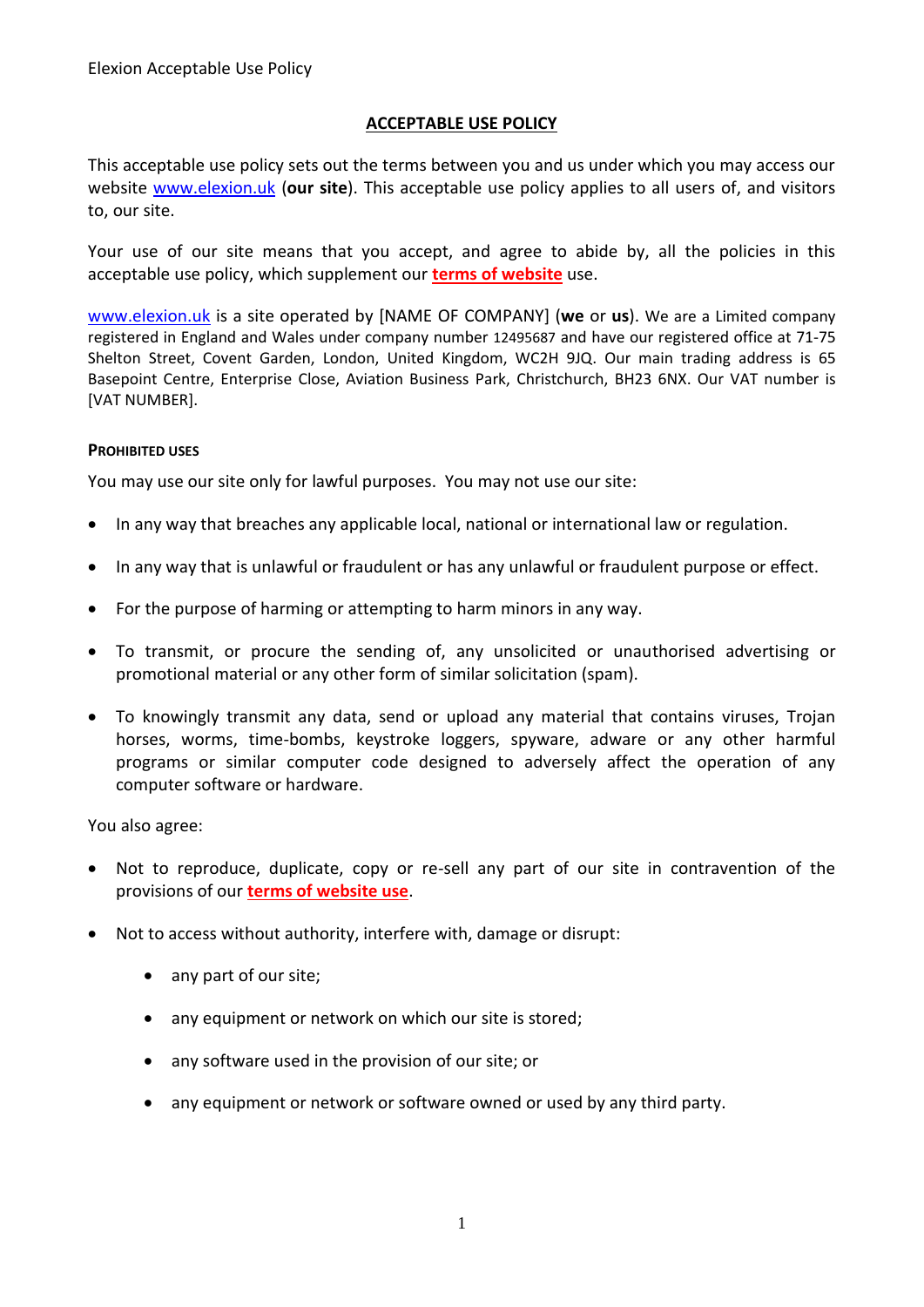# ACCEPTABLE USE POLICY

This acceptable use policy sets out the terms between you and us under which you may access our website www.elexion.uk (**our site**). This acceptable use policy applies to all users of, and visitors to, our site.

Your use of our site means that you accept, and agree to abide by, all the policies in this acceptable use policy, which supplement our **terms of website** use.

www.elexion.uk is a site operated by [NAME OF COMPANY] (**we** or **us**). We are a Limited company registered in England and Wales under company number 12495687 and have our registered office at 71-75 Shelton Street, Covent Garden, London, United Kingdom, WC2H 9JQ. Our main trading address is 65 Basepoint Centre, Enterprise Close, Aviation Business Park, Christchurch, BH23 6NX. Our VAT number is [VAT NUMBER].

## PROHIBITED USES

You may use our site only for lawful purposes. You may not use our site:

- In any way that breaches any applicable local, national or international law or regulation.
- In any way that is unlawful or fraudulent or has any unlawful or fraudulent purpose or effect.
- For the purpose of harming or attempting to harm minors in any way.
- To transmit, or procure the sending of, any unsolicited or unauthorised advertising or promotional material or any other form of similar solicitation (spam).
- To knowingly transmit any data, send or upload any material that contains viruses, Trojan horses, worms, time-bombs, keystroke loggers, spyware, adware or any other harmful programs or similar computer code designed to adversely affect the operation of any computer software or hardware.

You also agree:

- Not to reproduce, duplicate, copy or re-sell any part of our site in contravention of the provisions of our **terms of website use**.
- Not to access without authority, interfere with, damage or disrupt:
  - any part of our site;
  - any equipment or network on which our site is stored;
  - any software used in the provision of our site; or
  - any equipment or network or software owned or used by any third party.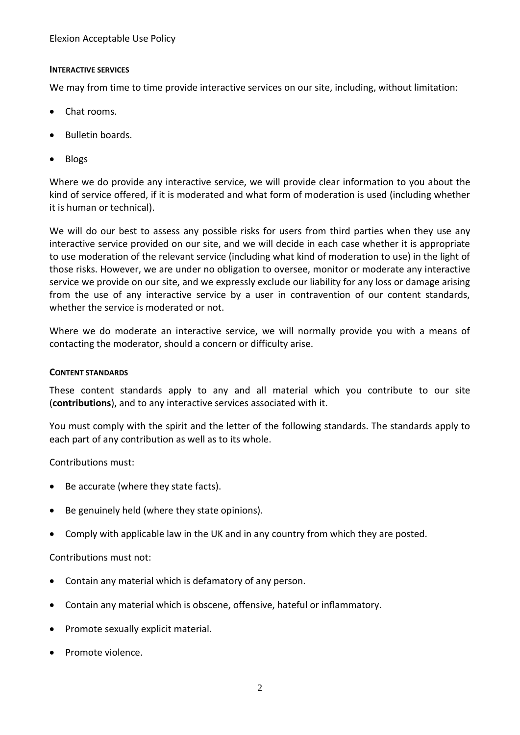## INTERACTIVE SERVICES

We may from time to time provide interactive services on our site, including, without limitation:

- Chat rooms.
- Bulletin boards.
- Blogs

Where we do provide any interactive service, we will provide clear information to you about the kind of service offered, if it is moderated and what form of moderation is used (including whether it is human or technical).

We will do our best to assess any possible risks for users from third parties when they use any interactive service provided on our site, and we will decide in each case whether it is appropriate to use moderation of the relevant service (including what kind of moderation to use) in the light of those risks. However, we are under no obligation to oversee, monitor or moderate any interactive service we provide on our site, and we expressly exclude our liability for any loss or damage arising from the use of any interactive service by a user in contravention of our content standards, whether the service is moderated or not.

Where we do moderate an interactive service, we will normally provide you with a means of contacting the moderator, should a concern or difficulty arise.

## CONTENT STANDARDS

These content standards apply to any and all material which you contribute to our site (**contributions**), and to any interactive services associated with it.

You must comply with the spirit and the letter of the following standards. The standards apply to each part of any contribution as well as to its whole.

Contributions must:

- Be accurate (where they state facts).
- Be genuinely held (where they state opinions).
- Comply with applicable law in the UK and in any country from which they are posted.

Contributions must not:

- Contain any material which is defamatory of any person.
- Contain any material which is obscene, offensive, hateful or inflammatory.
- Promote sexually explicit material.
- Promote violence.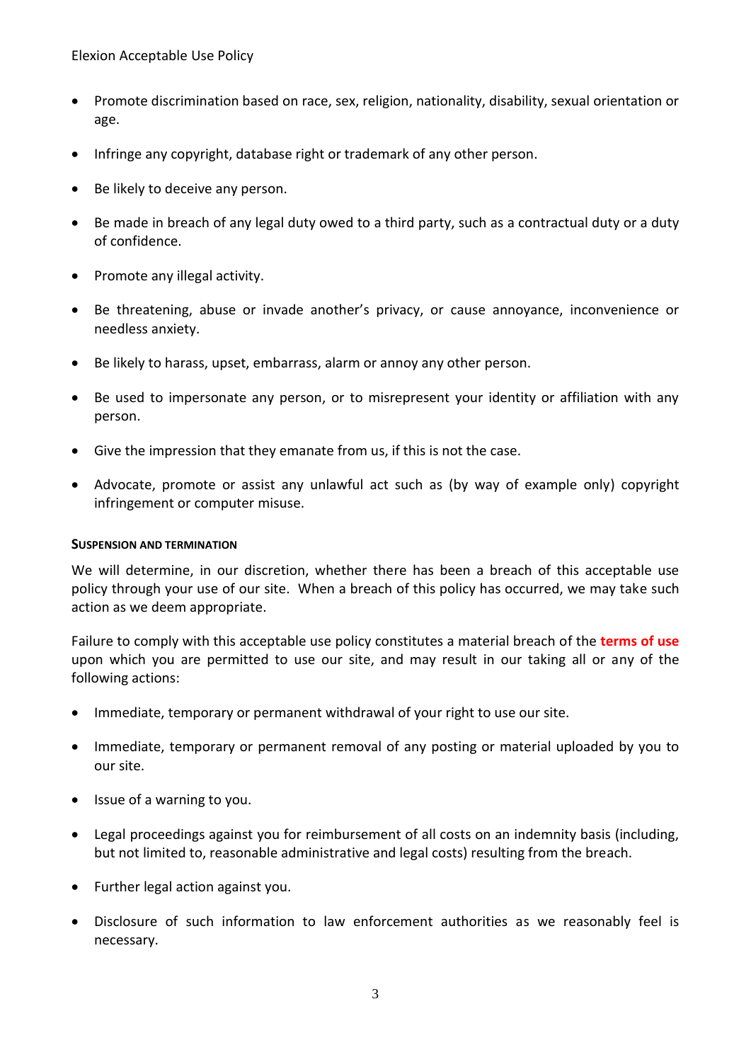- Promote discrimination based on race, sex, religion, nationality, disability, sexual orientation or age.
- Infringe any copyright, database right or trademark of any other person.
- Be likely to deceive any person.
- Be made in breach of any legal duty owed to a third party, such as a contractual duty or a duty of confidence.
- Promote any illegal activity.
- Be threatening, abuse or invade another's privacy, or cause annoyance, inconvenience or needless anxiety.
- Be likely to harass, upset, embarrass, alarm or annoy any other person.
- Be used to impersonate any person, or to misrepresent your identity or affiliation with any person.
- Give the impression that they emanate from us, if this is not the case.
- Advocate, promote or assist any unlawful act such as (by way of example only) copyright infringement or computer misuse.

**SUSPENSION AND TERMINATION**

We will determine, in our discretion, whether there has been a breach of this acceptable use policy through your use of our site. When a breach of this policy has occurred, we may take such action as we deem appropriate.

Failure to comply with this acceptable use policy constitutes a material breach of the **terms of use** upon which you are permitted to use our site, and may result in our taking all or any of the following actions:

- Immediate, temporary or permanent withdrawal of your right to use our site.
- Immediate, temporary or permanent removal of any posting or material uploaded by you to our site.
- Issue of a warning to you.
- Legal proceedings against you for reimbursement of all costs on an indemnity basis (including, but not limited to, reasonable administrative and legal costs) resulting from the breach.
- Further legal action against you.
- Disclosure of such information to law enforcement authorities as we reasonably feel is necessary.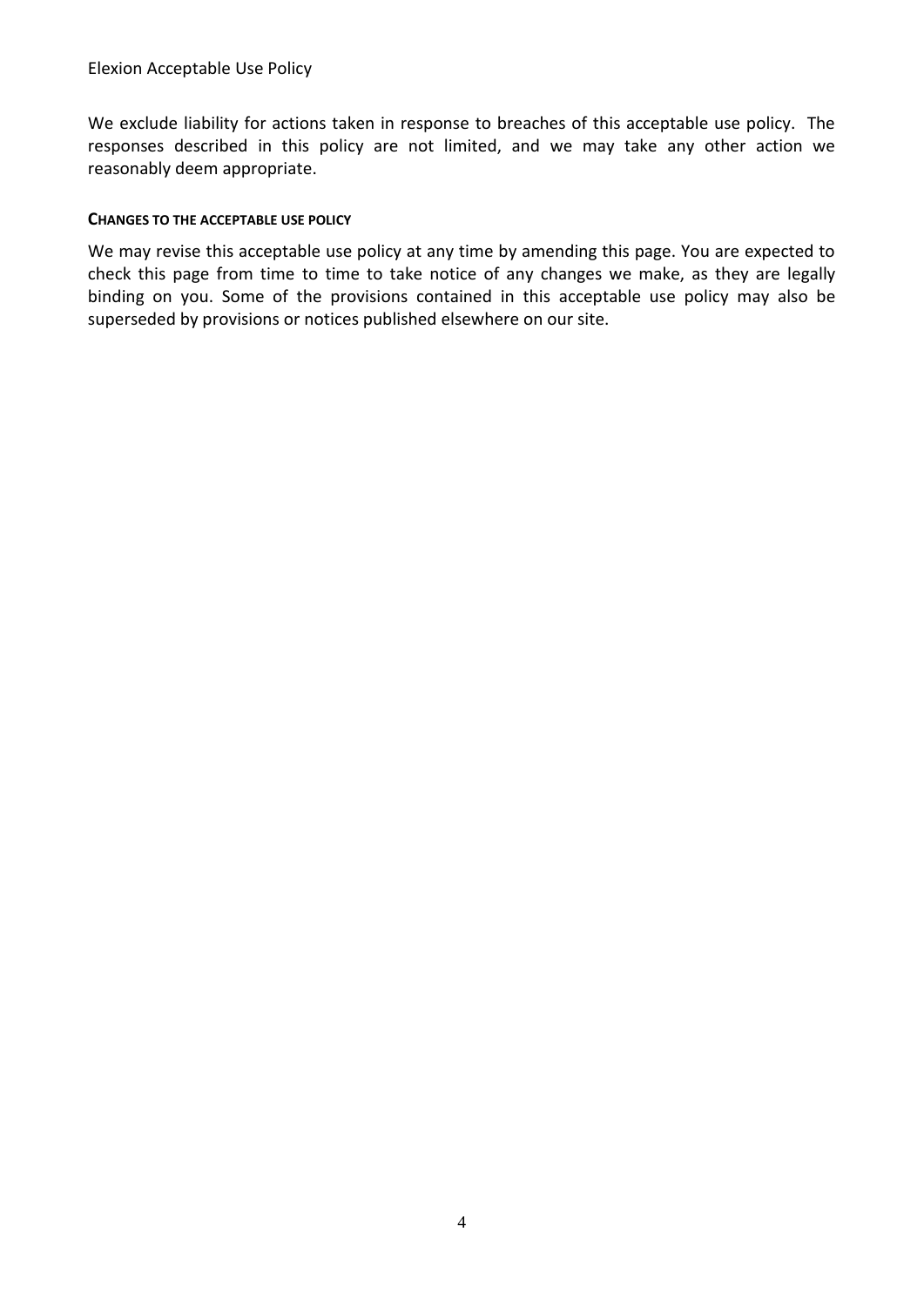We exclude liability for actions taken in response to breaches of this acceptable use policy. The responses described in this policy are not limited, and we may take any other action we reasonably deem appropriate.

**CHANGES TO THE ACCEPTABLE USE POLICY**

We may revise this acceptable use policy at any time by amending this page. You are expected to check this page from time to time to take notice of any changes we make, as they are legally binding on you. Some of the provisions contained in this acceptable use policy may also be superseded by provisions or notices published elsewhere on our site.